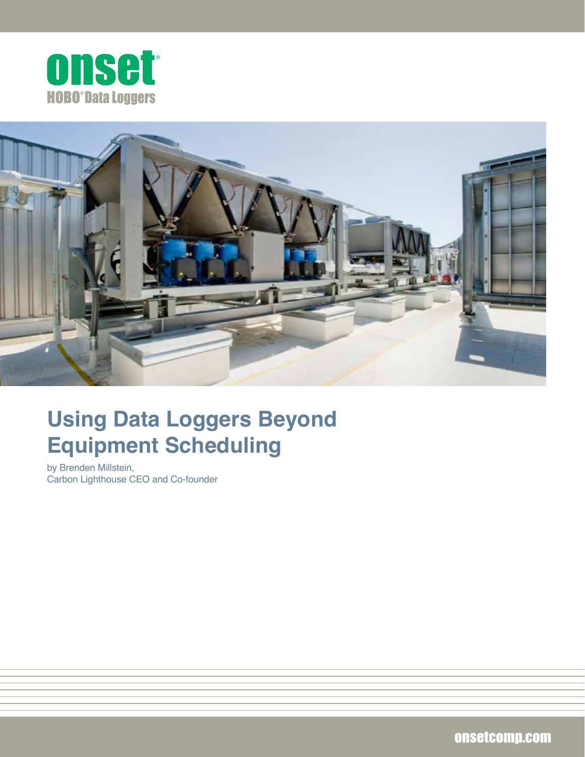onset

HOBO® Data Loggers

# Using Data Loggers Beyond Equipment Scheduling

by Brenden Millstein,
Carbon Lighthouse CEO and Co-founder

onsetcomp.com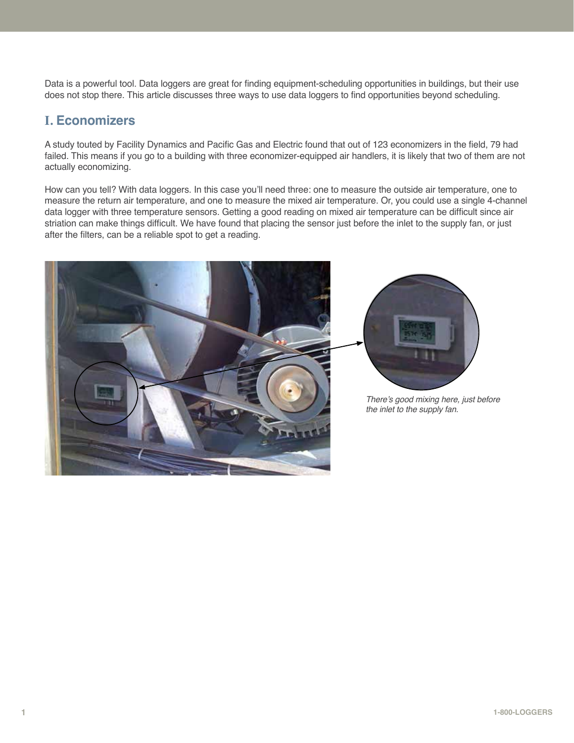Data is a powerful tool. Data loggers are great for finding equipment-scheduling opportunities in buildings, but their use does not stop there. This article discusses three ways to use data loggers to find opportunities beyond scheduling.

## I. Economizers

A study touted by Facility Dynamics and Pacific Gas and Electric found that out of 123 economizers in the field, 79 had failed. This means if you go to a building with three economizer-equipped air handlers, it is likely that two of them are not actually economizing.

How can you tell? With data loggers. In this case you'll need three: one to measure the outside air temperature, one to measure the return air temperature, and one to measure the mixed air temperature. Or, you could use a single 4-channel data logger with three temperature sensors. Getting a good reading on mixed air temperature can be difficult since air striation can make things difficult. We have found that placing the sensor just before the inlet to the supply fan, or just after the filters, can be a reliable spot to get a reading.

*There's good mixing here, just before the inlet to the supply fan.*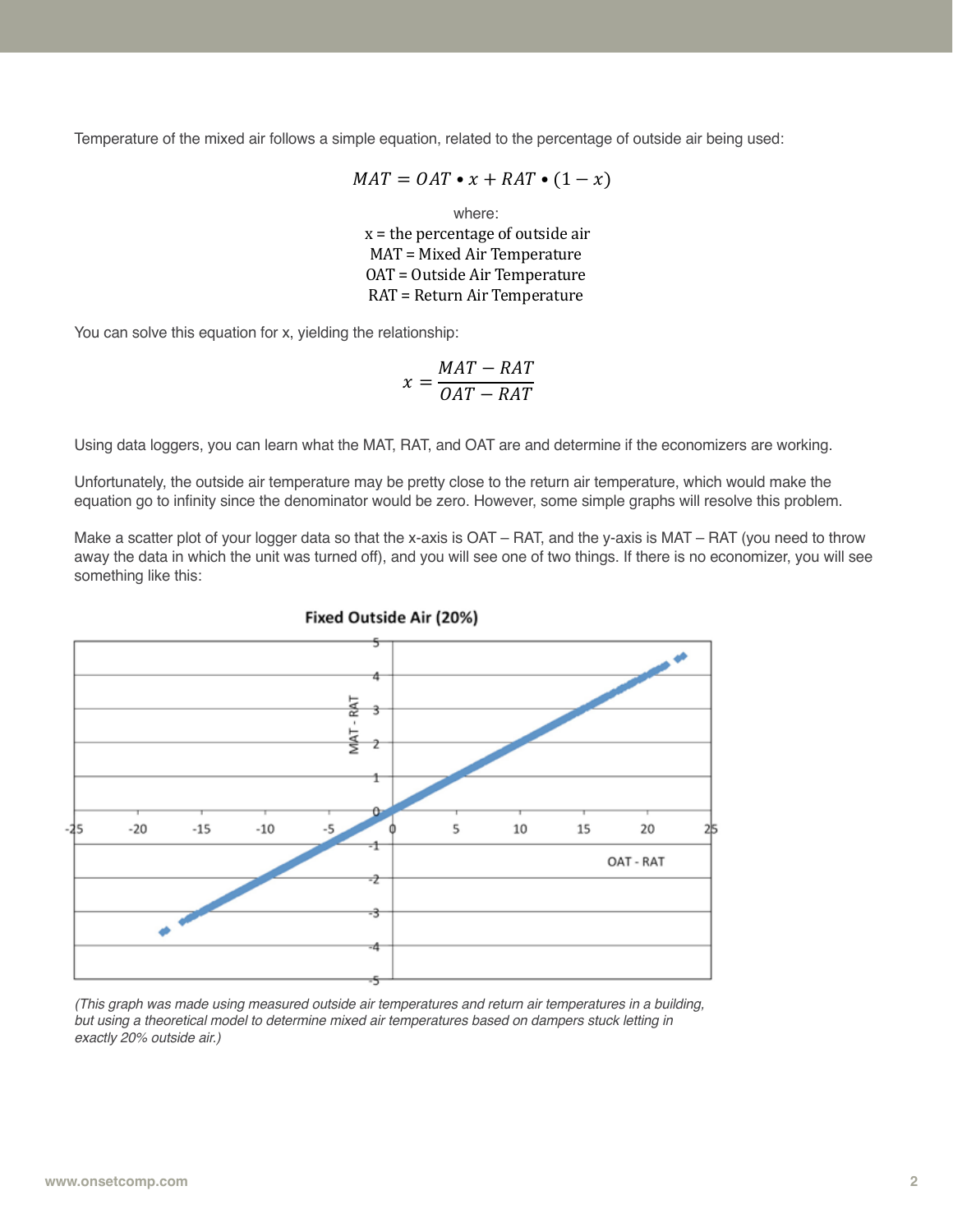Temperature of the mixed air follows a simple equation, related to the percentage of outside air being used:

$$MAT = OAT \bullet x + RAT \bullet (1 - x)$$

where:
x = the percentage of outside air
MAT = Mixed Air Temperature
OAT = Outside Air Temperature
RAT = Return Air Temperature

You can solve this equation for x, yielding the relationship:

$$x = \frac{MAT - RAT}{OAT - RAT}$$

Using data loggers, you can learn what the MAT, RAT, and OAT are and determine if the economizers are working.

Unfortunately, the outside air temperature may be pretty close to the return air temperature, which would make the equation go to infinity since the denominator would be zero. However, some simple graphs will resolve this problem.

Make a scatter plot of your logger data so that the x-axis is OAT – RAT, and the y-axis is MAT – RAT (you need to throw away the data in which the unit was turned off), and you will see one of two things. If there is no economizer, you will see something like this:

**Fixed Outside Air (20%)**

*(This graph was made using measured outside air temperatures and return air temperatures in a building, but using a theoretical model to determine mixed air temperatures based on dampers stuck letting in exactly 20% outside air.)*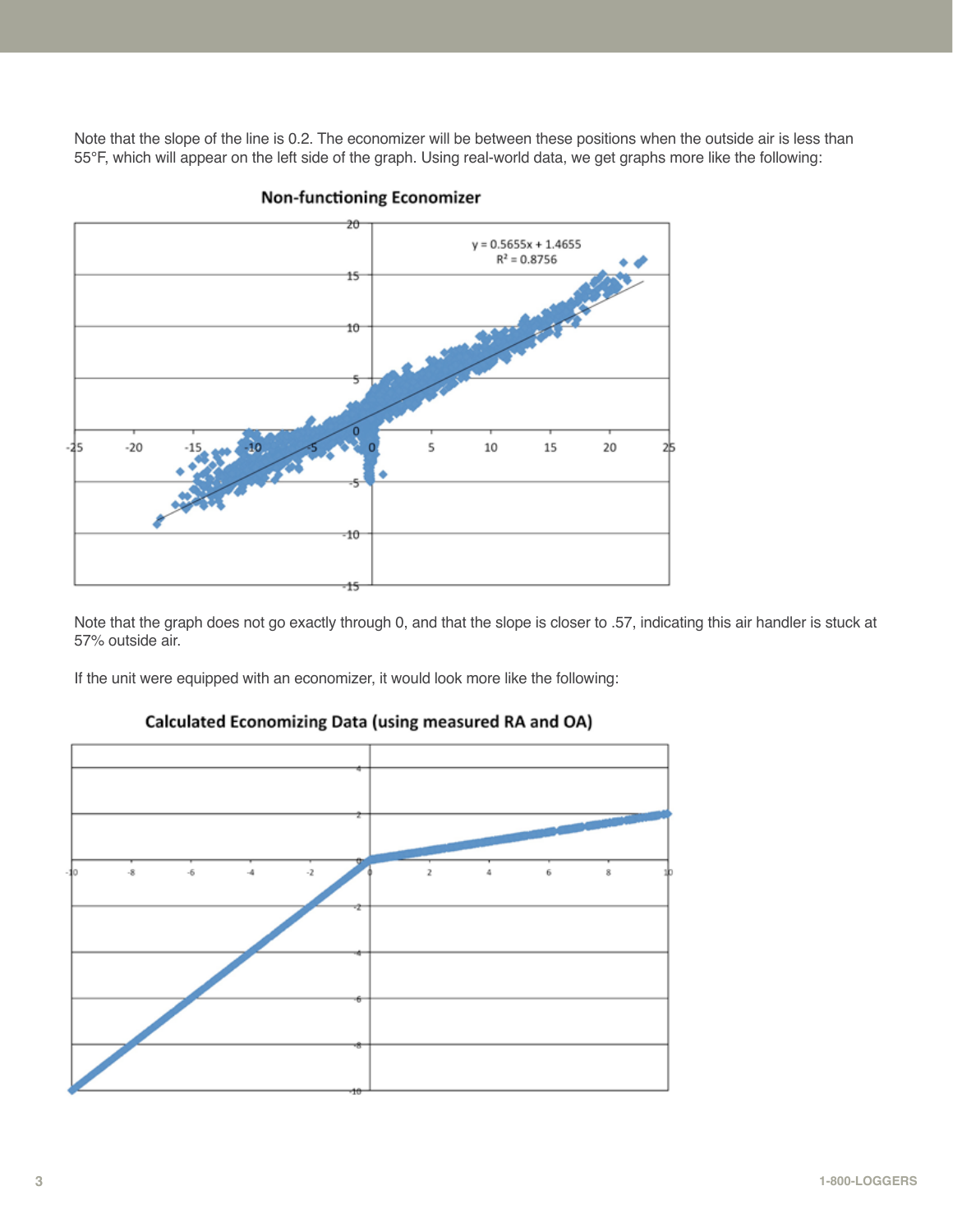Note that the slope of the line is 0.2. The economizer will be between these positions when the outside air is less than 55°F, which will appear on the left side of the graph. Using real-world data, we get graphs more like the following:

**Non-functioning Economizer**

$y = 0.5655x + 1.4655$

$R^2 = 0.8756$

Note that the graph does not go exactly through 0, and that the slope is closer to .57, indicating this air handler is stuck at 57% outside air.

If the unit were equipped with an economizer, it would look more like the following:

**Calculated Economizing Data (using measured RA and OA)**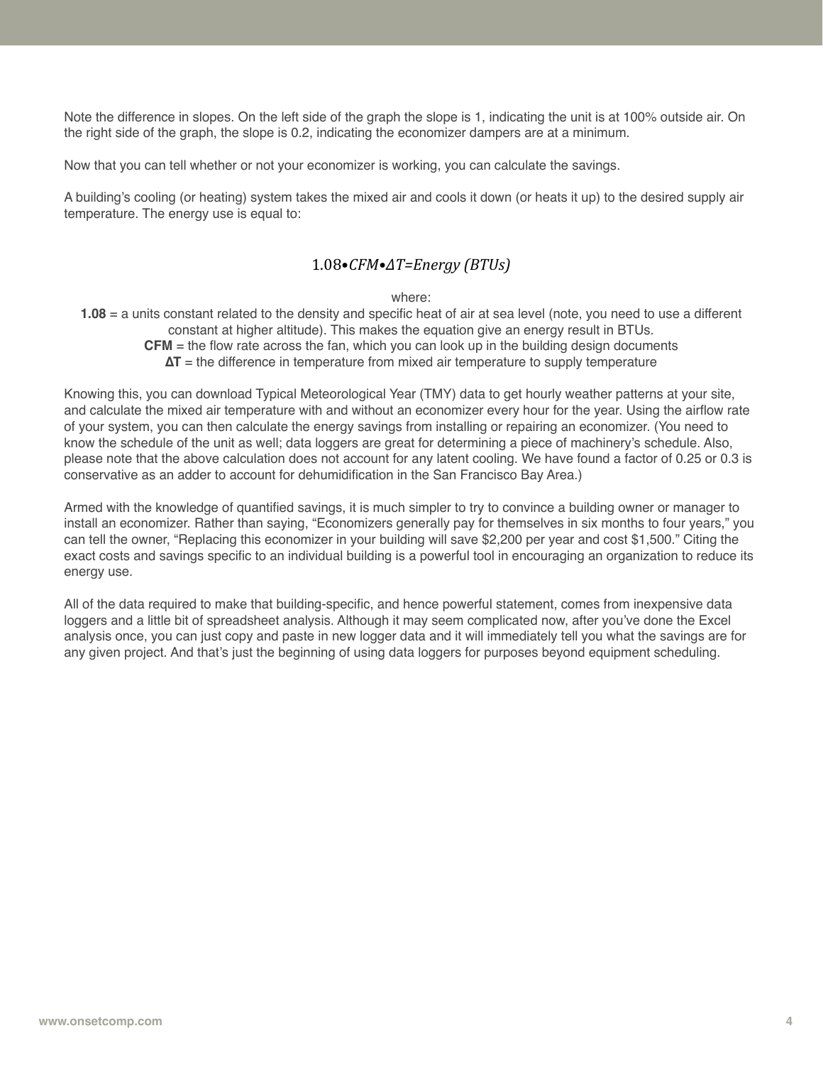Note the difference in slopes. On the left side of the graph the slope is 1, indicating the unit is at 100% outside air. On the right side of the graph, the slope is 0.2, indicating the economizer dampers are at a minimum.

Now that you can tell whether or not your economizer is working, you can calculate the savings.

A building's cooling (or heating) system takes the mixed air and cools it down (or heats it up) to the desired supply air temperature. The energy use is equal to:

$$1.08 \bullet CFM \bullet \Delta T = Energy\ (BTUs)$$

where:

**1.08** = a units constant related to the density and specific heat of air at sea level (note, you need to use a different constant at higher altitude). This makes the equation give an energy result in BTUs.

**CFM** = the flow rate across the fan, which you can look up in the building design documents

**ΔT** = the difference in temperature from mixed air temperature to supply temperature

Knowing this, you can download Typical Meteorological Year (TMY) data to get hourly weather patterns at your site, and calculate the mixed air temperature with and without an economizer every hour for the year. Using the airflow rate of your system, you can then calculate the energy savings from installing or repairing an economizer. (You need to know the schedule of the unit as well; data loggers are great for determining a piece of machinery's schedule. Also, please note that the above calculation does not account for any latent cooling. We have found a factor of 0.25 or 0.3 is conservative as an adder to account for dehumidification in the San Francisco Bay Area.)

Armed with the knowledge of quantified savings, it is much simpler to try to convince a building owner or manager to install an economizer. Rather than saying, "Economizers generally pay for themselves in six months to four years," you can tell the owner, "Replacing this economizer in your building will save $2,200 per year and cost $1,500." Citing the exact costs and savings specific to an individual building is a powerful tool in encouraging an organization to reduce its energy use.

All of the data required to make that building-specific, and hence powerful statement, comes from inexpensive data loggers and a little bit of spreadsheet analysis. Although it may seem complicated now, after you've done the Excel analysis once, you can just copy and paste in new logger data and it will immediately tell you what the savings are for any given project. And that's just the beginning of using data loggers for purposes beyond equipment scheduling.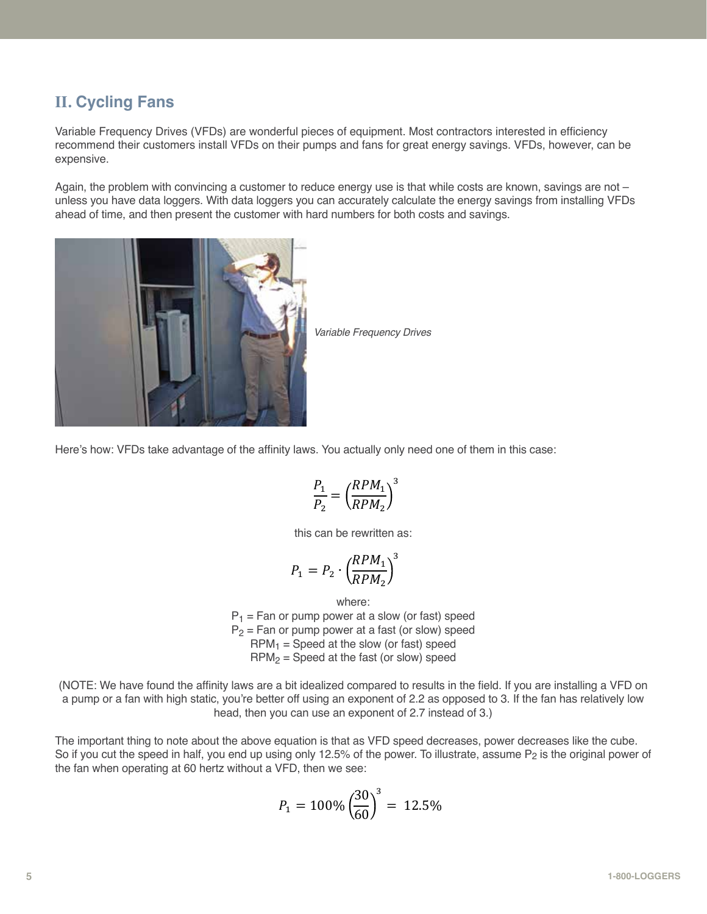## II. Cycling Fans

Variable Frequency Drives (VFDs) are wonderful pieces of equipment. Most contractors interested in efficiency recommend their customers install VFDs on their pumps and fans for great energy savings. VFDs, however, can be expensive.

Again, the problem with convincing a customer to reduce energy use is that while costs are known, savings are not – unless you have data loggers. With data loggers you can accurately calculate the energy savings from installing VFDs ahead of time, and then present the customer with hard numbers for both costs and savings.

*Variable Frequency Drives*

Here's how: VFDs take advantage of the affinity laws. You actually only need one of them in this case:

$$\frac{P_1}{P_2} = \left(\frac{RPM_1}{RPM_2}\right)^3$$

this can be rewritten as:

$$P_1 = P_2 \cdot \left(\frac{RPM_1}{RPM_2}\right)^3$$

where:
$P_1$ = Fan or pump power at a slow (or fast) speed
$P_2$ = Fan or pump power at a fast (or slow) speed
$RPM_1$ = Speed at the slow (or fast) speed
$RPM_2$ = Speed at the fast (or slow) speed

(NOTE: We have found the affinity laws are a bit idealized compared to results in the field. If you are installing a VFD on a pump or a fan with high static, you're better off using an exponent of 2.2 as opposed to 3. If the fan has relatively low head, then you can use an exponent of 2.7 instead of 3.)

The important thing to note about the above equation is that as VFD speed decreases, power decreases like the cube. So if you cut the speed in half, you end up using only 12.5% of the power. To illustrate, assume $P_2$ is the original power of the fan when operating at 60 hertz without a VFD, then we see:

$$P_1 = 100\% \left(\frac{30}{60}\right)^3 = 12.5\%$$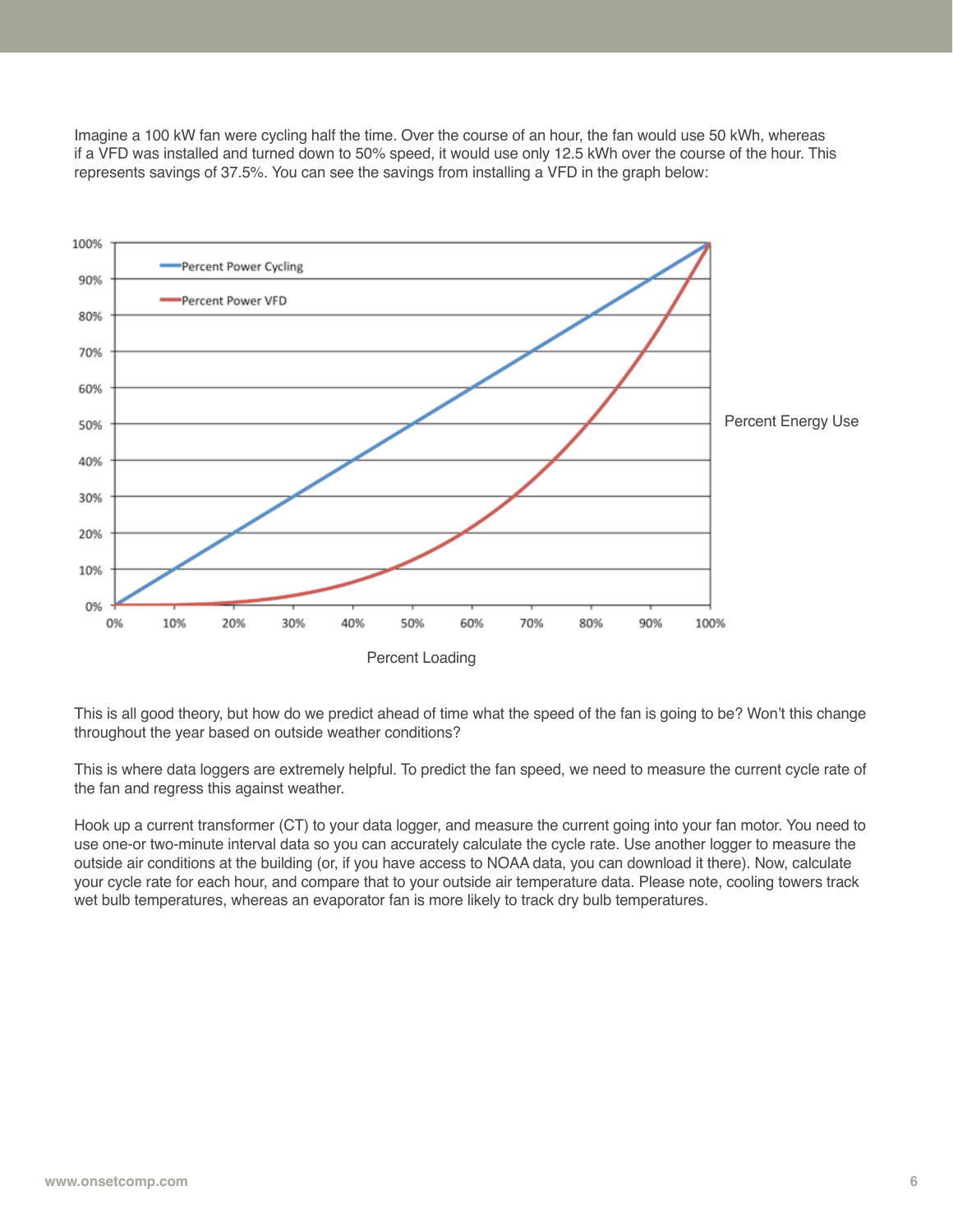Imagine a 100 kW fan were cycling half the time. Over the course of an hour, the fan would use 50 kWh, whereas if a VFD was installed and turned down to 50% speed, it would use only 12.5 kWh over the course of the hour. This represents savings of 37.5%. You can see the savings from installing a VFD in the graph below:

This is all good theory, but how do we predict ahead of time what the speed of the fan is going to be? Won't this change throughout the year based on outside weather conditions?

This is where data loggers are extremely helpful. To predict the fan speed, we need to measure the current cycle rate of the fan and regress this against weather.

Hook up a current transformer (CT) to your data logger, and measure the current going into your fan motor. You need to use one-or two-minute interval data so you can accurately calculate the cycle rate. Use another logger to measure the outside air conditions at the building (or, if you have access to NOAA data, you can download it there). Now, calculate your cycle rate for each hour, and compare that to your outside air temperature data. Please note, cooling towers track wet bulb temperatures, whereas an evaporator fan is more likely to track dry bulb temperatures.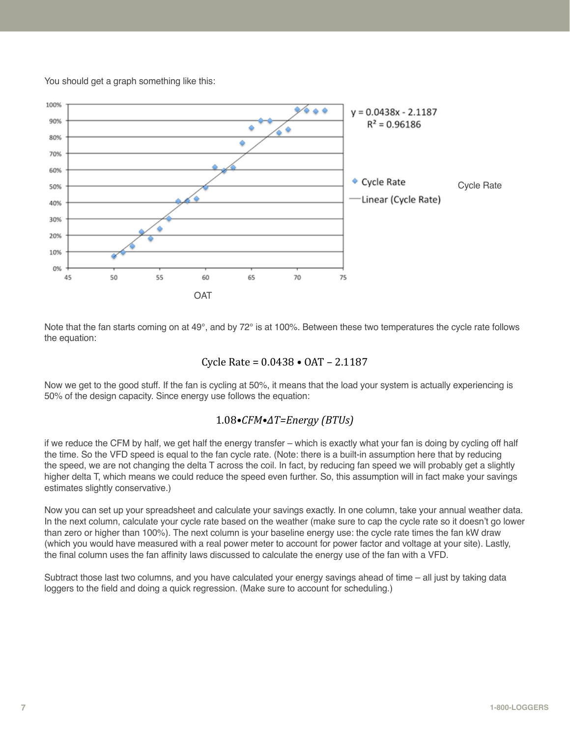You should get a graph something like this:

Note that the fan starts coming on at 49°, and by 72° is at 100%. Between these two temperatures the cycle rate follows the equation:

$$\text{Cycle Rate} = 0.0438 \bullet \text{OAT} - 2.1187$$

Now we get to the good stuff. If the fan is cycling at 50%, it means that the load your system is actually experiencing is 50% of the design capacity. Since energy use follows the equation:

$$1.08 \bullet CFM \bullet \Delta T = Energy\ (BTUs)$$

if we reduce the CFM by half, we get half the energy transfer – which is exactly what your fan is doing by cycling off half the time. So the VFD speed is equal to the fan cycle rate. (Note: there is a built-in assumption here that by reducing the speed, we are not changing the delta T across the coil. In fact, by reducing fan speed we will probably get a slightly higher delta T, which means we could reduce the speed even further. So, this assumption will in fact make your savings estimates slightly conservative.)

Now you can set up your spreadsheet and calculate your savings exactly. In one column, take your annual weather data. In the next column, calculate your cycle rate based on the weather (make sure to cap the cycle rate so it doesn't go lower than zero or higher than 100%). The next column is your baseline energy use: the cycle rate times the fan kW draw (which you would have measured with a real power meter to account for power factor and voltage at your site). Lastly, the final column uses the fan affinity laws discussed to calculate the energy use of the fan with a VFD.

Subtract those last two columns, and you have calculated your energy savings ahead of time – all just by taking data loggers to the field and doing a quick regression. (Make sure to account for scheduling.)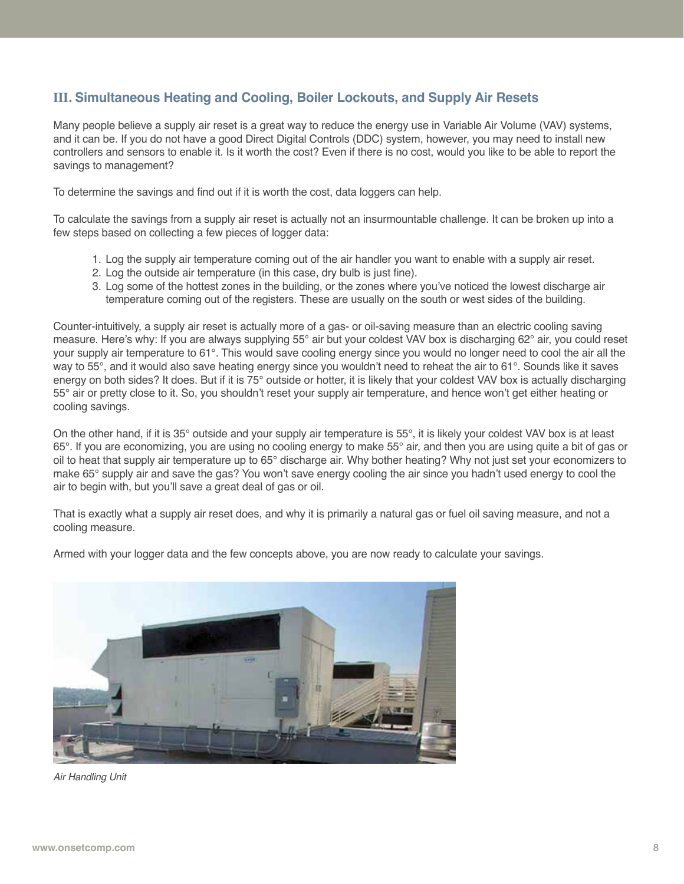## III. Simultaneous Heating and Cooling, Boiler Lockouts, and Supply Air Resets

Many people believe a supply air reset is a great way to reduce the energy use in Variable Air Volume (VAV) systems, and it can be. If you do not have a good Direct Digital Controls (DDC) system, however, you may need to install new controllers and sensors to enable it. Is it worth the cost? Even if there is no cost, would you like to be able to report the savings to management?

To determine the savings and find out if it is worth the cost, data loggers can help.

To calculate the savings from a supply air reset is actually not an insurmountable challenge. It can be broken up into a few steps based on collecting a few pieces of logger data:

1. Log the supply air temperature coming out of the air handler you want to enable with a supply air reset.
2. Log the outside air temperature (in this case, dry bulb is just fine).
3. Log some of the hottest zones in the building, or the zones where you've noticed the lowest discharge air temperature coming out of the registers. These are usually on the south or west sides of the building.

Counter-intuitively, a supply air reset is actually more of a gas- or oil-saving measure than an electric cooling saving measure. Here's why: If you are always supplying 55° air but your coldest VAV box is discharging 62° air, you could reset your supply air temperature to 61°. This would save cooling energy since you would no longer need to cool the air all the way to 55°, and it would also save heating energy since you wouldn't need to reheat the air to 61°. Sounds like it saves energy on both sides? It does. But if it is 75° outside or hotter, it is likely that your coldest VAV box is actually discharging 55° air or pretty close to it. So, you shouldn't reset your supply air temperature, and hence won't get either heating or cooling savings.

On the other hand, if it is 35° outside and your supply air temperature is 55°, it is likely your coldest VAV box is at least 65°. If you are economizing, you are using no cooling energy to make 55° air, and then you are using quite a bit of gas or oil to heat that supply air temperature up to 65° discharge air. Why bother heating? Why not just set your economizers to make 65° supply air and save the gas? You won't save energy cooling the air since you hadn't used energy to cool the air to begin with, but you'll save a great deal of gas or oil.

That is exactly what a supply air reset does, and why it is primarily a natural gas or fuel oil saving measure, and not a cooling measure.

Armed with your logger data and the few concepts above, you are now ready to calculate your savings.

*Air Handling Unit*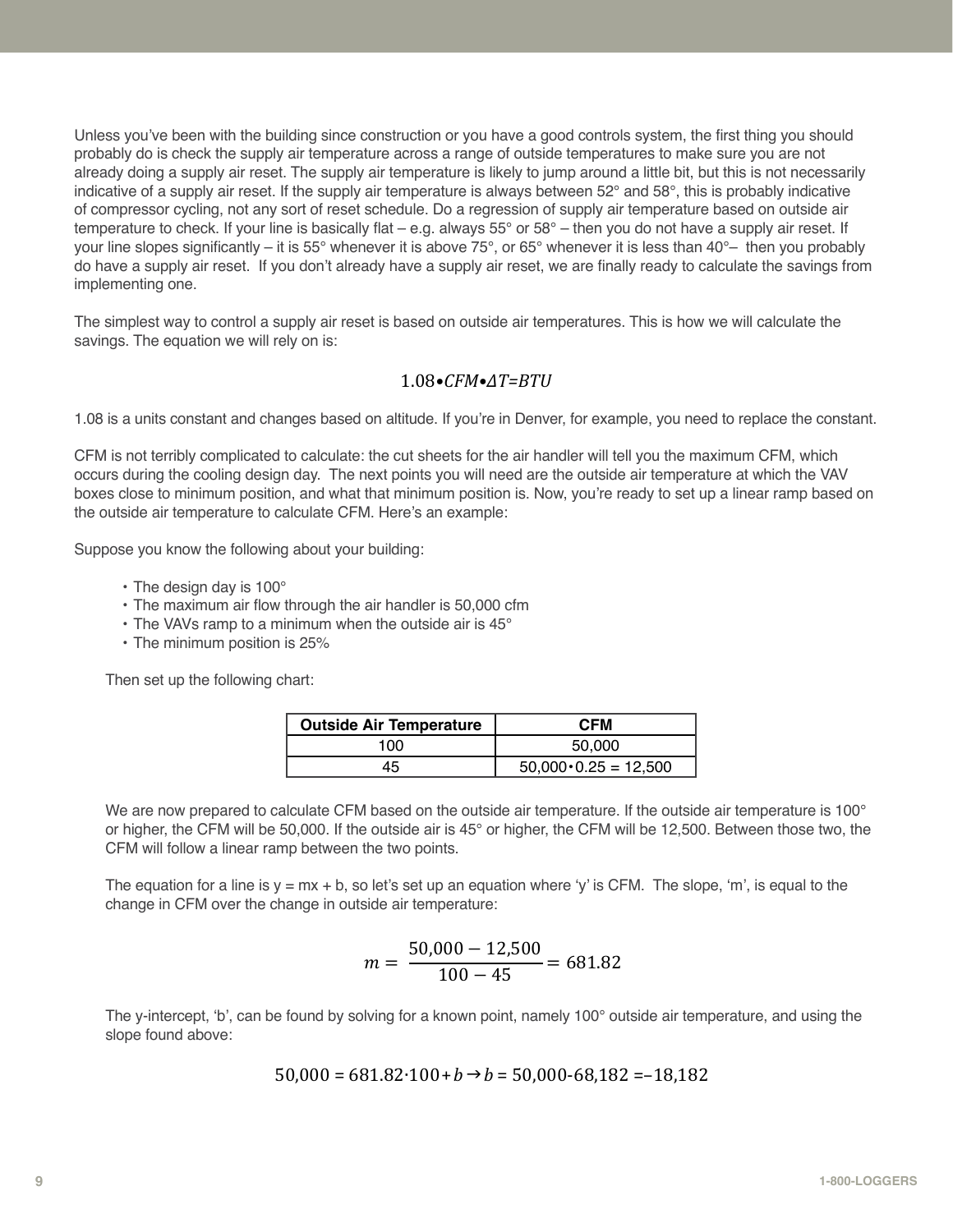Unless you've been with the building since construction or you have a good controls system, the first thing you should probably do is check the supply air temperature across a range of outside temperatures to make sure you are not already doing a supply air reset. The supply air temperature is likely to jump around a little bit, but this is not necessarily indicative of a supply air reset. If the supply air temperature is always between 52° and 58°, this is probably indicative of compressor cycling, not any sort of reset schedule. Do a regression of supply air temperature based on outside air temperature to check. If your line is basically flat – e.g. always 55° or 58° – then you do not have a supply air reset. If your line slopes significantly – it is 55° whenever it is above 75°, or 65° whenever it is less than 40°– then you probably do have a supply air reset. If you don't already have a supply air reset, we are finally ready to calculate the savings from implementing one.

The simplest way to control a supply air reset is based on outside air temperatures. This is how we will calculate the savings. The equation we will rely on is:

$$1.08 \bullet CFM \bullet \Delta T = BTU$$

1.08 is a units constant and changes based on altitude. If you're in Denver, for example, you need to replace the constant.

CFM is not terribly complicated to calculate: the cut sheets for the air handler will tell you the maximum CFM, which occurs during the cooling design day. The next points you will need are the outside air temperature at which the VAV boxes close to minimum position, and what that minimum position is. Now, you're ready to set up a linear ramp based on the outside air temperature to calculate CFM. Here's an example:

Suppose you know the following about your building:

- The design day is 100°
- The maximum air flow through the air handler is 50,000 cfm
- The VAVs ramp to a minimum when the outside air is 45°
- The minimum position is 25%

Then set up the following chart:

| Outside Air Temperature | CFM |
|---|---|
| 100 | 50,000 |
| 45 | $50{,}000 \bullet 0.25 = 12{,}500$ |

We are now prepared to calculate CFM based on the outside air temperature. If the outside air temperature is 100° or higher, the CFM will be 50,000. If the outside air is 45° or higher, the CFM will be 12,500. Between those two, the CFM will follow a linear ramp between the two points.

The equation for a line is y = mx + b, so let's set up an equation where 'y' is CFM. The slope, 'm', is equal to the change in CFM over the change in outside air temperature:

$$m = \frac{50{,}000 - 12{,}500}{100 - 45} = 681.82$$

The y-intercept, 'b', can be found by solving for a known point, namely 100° outside air temperature, and using the slope found above:

$$50{,}000 = 681.82 \cdot 100 + b \rightarrow b = 50{,}000 - 68{,}182 = -18{,}182$$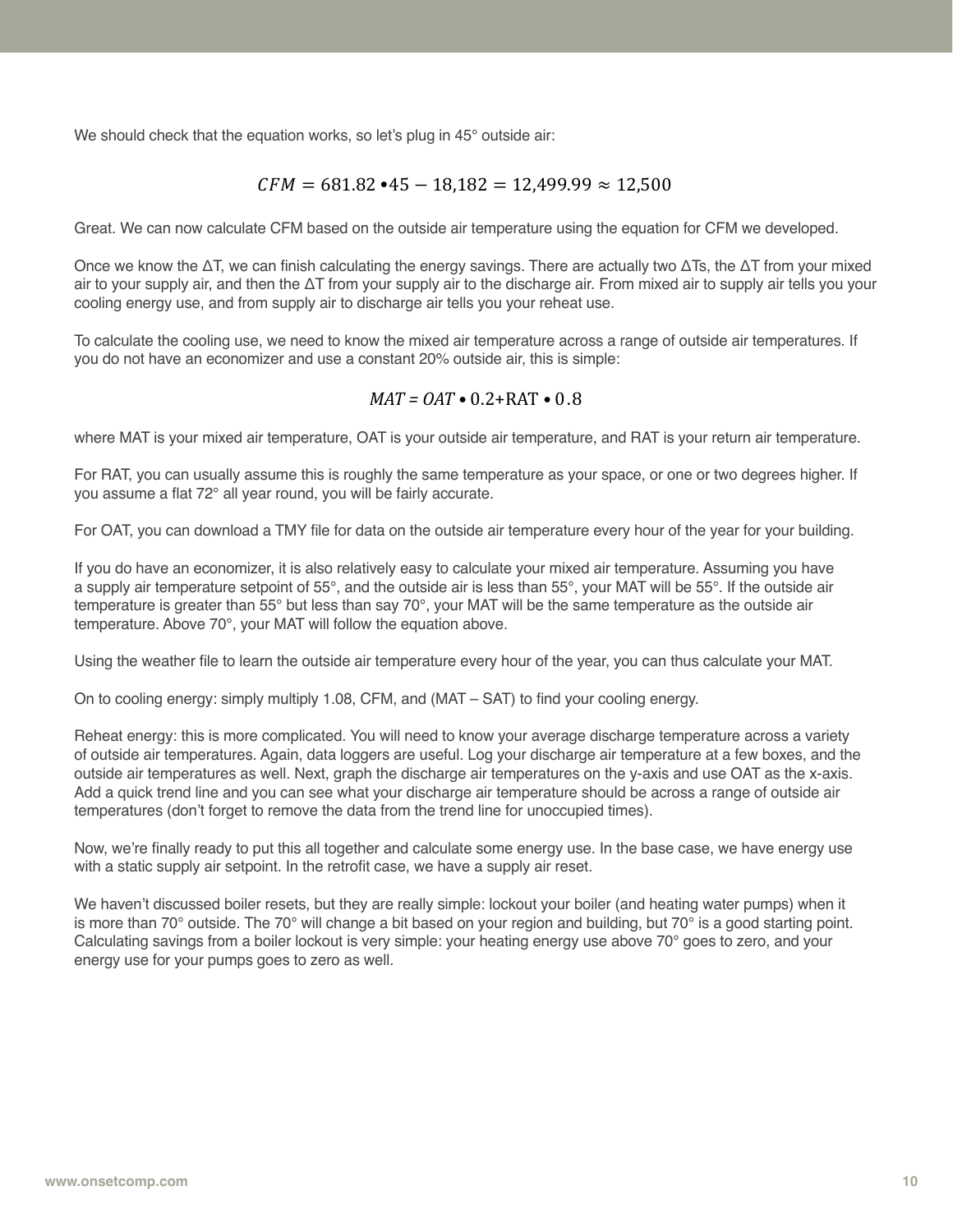We should check that the equation works, so let's plug in 45° outside air:

$$CFM = 681.82 \cdot 45 - 18{,}182 = 12{,}499.99 \approx 12{,}500$$

Great. We can now calculate CFM based on the outside air temperature using the equation for CFM we developed.

Once we know the ΔT, we can finish calculating the energy savings. There are actually two ΔTs, the ΔT from your mixed air to your supply air, and then the ΔT from your supply air to the discharge air. From mixed air to supply air tells you your cooling energy use, and from supply air to discharge air tells you your reheat use.

To calculate the cooling use, we need to know the mixed air temperature across a range of outside air temperatures. If you do not have an economizer and use a constant 20% outside air, this is simple:

$$MAT = OAT \cdot 0.2 + \text{RAT} \cdot 0.8$$

where MAT is your mixed air temperature, OAT is your outside air temperature, and RAT is your return air temperature.

For RAT, you can usually assume this is roughly the same temperature as your space, or one or two degrees higher. If you assume a flat 72° all year round, you will be fairly accurate.

For OAT, you can download a TMY file for data on the outside air temperature every hour of the year for your building.

If you do have an economizer, it is also relatively easy to calculate your mixed air temperature. Assuming you have a supply air temperature setpoint of 55°, and the outside air is less than 55°, your MAT will be 55°. If the outside air temperature is greater than 55° but less than say 70°, your MAT will be the same temperature as the outside air temperature. Above 70°, your MAT will follow the equation above.

Using the weather file to learn the outside air temperature every hour of the year, you can thus calculate your MAT.

On to cooling energy: simply multiply 1.08, CFM, and (MAT – SAT) to find your cooling energy.

Reheat energy: this is more complicated. You will need to know your average discharge temperature across a variety of outside air temperatures. Again, data loggers are useful. Log your discharge air temperature at a few boxes, and the outside air temperatures as well. Next, graph the discharge air temperatures on the y-axis and use OAT as the x-axis. Add a quick trend line and you can see what your discharge air temperature should be across a range of outside air temperatures (don't forget to remove the data from the trend line for unoccupied times).

Now, we're finally ready to put this all together and calculate some energy use. In the base case, we have energy use with a static supply air setpoint. In the retrofit case, we have a supply air reset.

We haven't discussed boiler resets, but they are really simple: lockout your boiler (and heating water pumps) when it is more than 70° outside. The 70° will change a bit based on your region and building, but 70° is a good starting point. Calculating savings from a boiler lockout is very simple: your heating energy use above 70° goes to zero, and your energy use for your pumps goes to zero as well.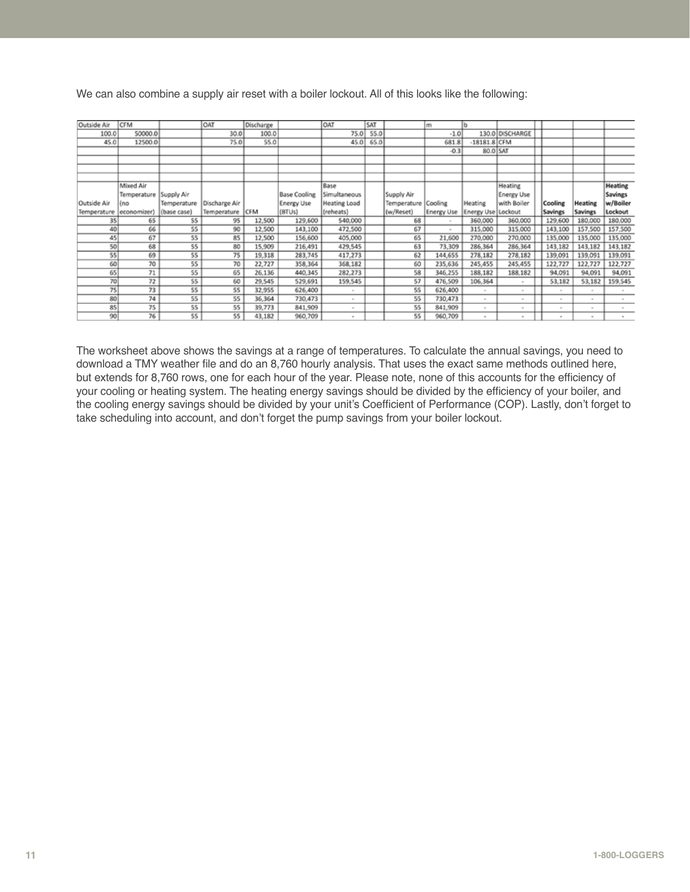We can also combine a supply air reset with a boiler lockout. All of this looks like the following:

| Outside Air | CFM | | OAT | Discharge | | OAT | SAT | | m | b | | | | |
|---|---|---|---|---|---|---|---|---|---|---|---|---|---|---|
| 100.0 | 50000.0 | | 30.0 | 100.0 | | 75.0 | 55.0 | | -1.0 | 130.0 | DISCHARGE | | | |
| 45.0 | 12500.0 | | 75.0 | 55.0 | | 45.0 | 65.0 | | 681.8 | -18181.8 | CFM | | | |
| | | | | | | | | | -0.3 | 80.0 | SAT | | | |
| Outside Air Temperature | Mixed Air Temperature (no economizer) | Supply Air Temperature (base case) | Discharge Air Temperature | CFM | Base Cooling Energy Use (BTUs) | Base Simultaneous Heating Load (reheats) | | Supply Air Temperature (w/Reset) | Cooling Energy Use | Heating Energy Use | Heating Energy Use with Boiler Lockout | Cooling Savings | Heating Savings | Heating Savings w/Boiler Lockout |
| 35 | 65 | 55 | 95 | 12,500 | 129,600 | 540,000 | | 68 | - | 360,000 | 360,000 | 129,600 | 180,000 | 180,000 |
| 40 | 66 | 55 | 90 | 12,500 | 143,100 | 472,500 | | 67 | - | 315,000 | 315,000 | 143,100 | 157,500 | 157,500 |
| 45 | 67 | 55 | 85 | 12,500 | 156,600 | 405,000 | | 65 | 21,600 | 270,000 | 270,000 | 135,000 | 135,000 | 135,000 |
| 50 | 68 | 55 | 80 | 15,909 | 216,491 | 429,545 | | 63 | 73,309 | 286,364 | 286,364 | 143,182 | 143,182 | 143,182 |
| 55 | 69 | 55 | 75 | 19,318 | 283,745 | 417,273 | | 62 | 144,655 | 278,182 | 278,182 | 139,091 | 139,091 | 139,091 |
| 60 | 70 | 55 | 70 | 22,727 | 358,364 | 368,182 | | 60 | 235,636 | 245,455 | 245,455 | 122,727 | 122,727 | 122,727 |
| 65 | 71 | 55 | 65 | 26,136 | 440,345 | 282,273 | | 58 | 346,255 | 188,182 | 188,182 | 94,091 | 94,091 | 94,091 |
| 70 | 72 | 55 | 60 | 29,545 | 529,691 | 159,545 | | 57 | 476,509 | 106,364 | - | 53,182 | 53,182 | 159,545 |
| 75 | 73 | 55 | 55 | 32,955 | 626,400 | - | | 55 | 626,400 | - | - | - | - | - |
| 80 | 74 | 55 | 55 | 36,364 | 730,473 | - | | 55 | 730,473 | - | - | - | - | - |
| 85 | 75 | 55 | 55 | 39,773 | 841,909 | - | | 55 | 841,909 | - | - | - | - | - |
| 90 | 76 | 55 | 55 | 43,182 | 960,709 | - | | 55 | 960,709 | - | - | - | - | - |

The worksheet above shows the savings at a range of temperatures. To calculate the annual savings, you need to download a TMY weather file and do an 8,760 hourly analysis. That uses the exact same methods outlined here, but extends for 8,760 rows, one for each hour of the year. Please note, none of this accounts for the efficiency of your cooling or heating system. The heating energy savings should be divided by the efficiency of your boiler, and the cooling energy savings should be divided by your unit's Coefficient of Performance (COP). Lastly, don't forget to take scheduling into account, and don't forget the pump savings from your boiler lockout.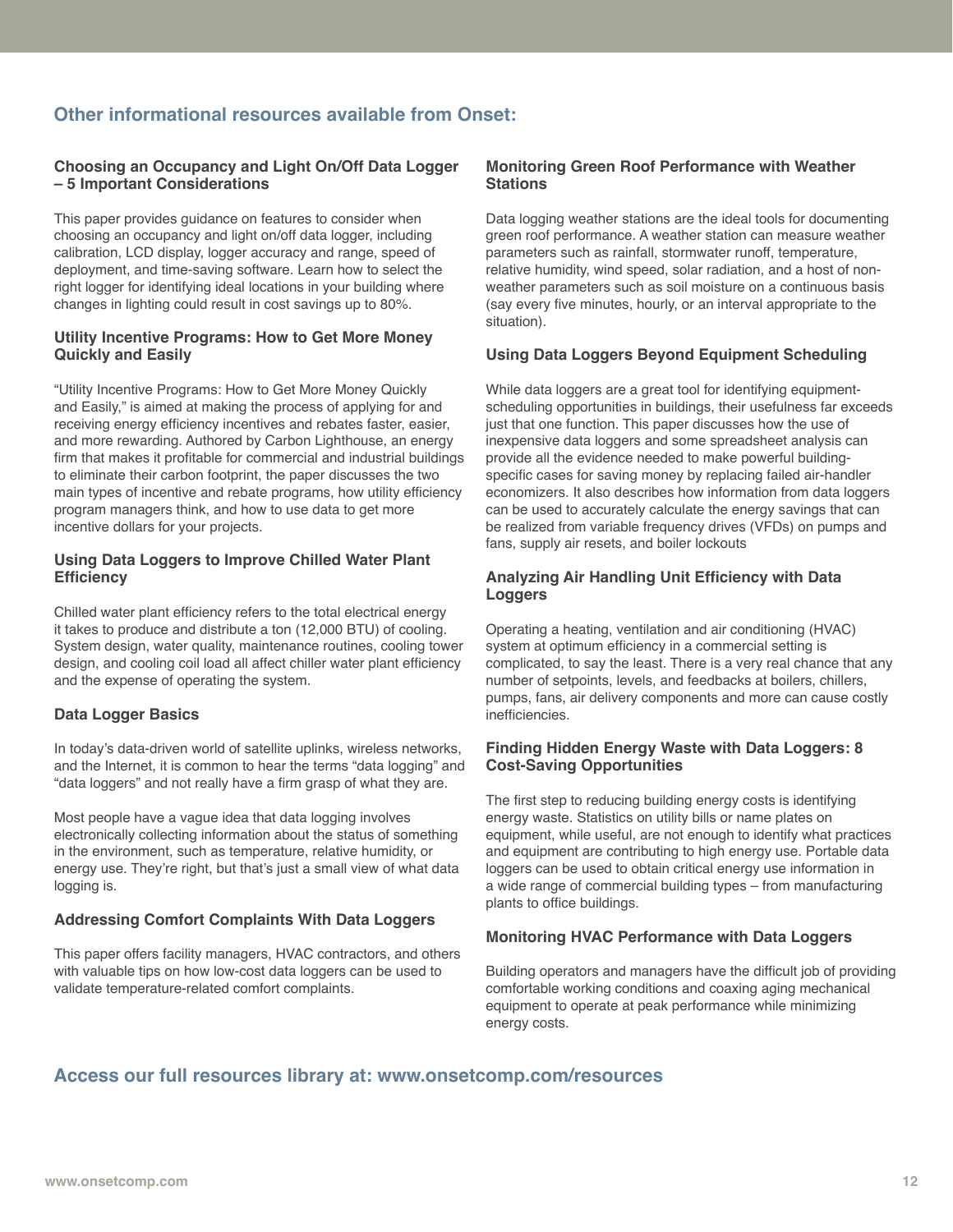## Other informational resources available from Onset:

### Choosing an Occupancy and Light On/Off Data Logger – 5 Important Considerations

This paper provides guidance on features to consider when choosing an occupancy and light on/off data logger, including calibration, LCD display, logger accuracy and range, speed of deployment, and time-saving software. Learn how to select the right logger for identifying ideal locations in your building where changes in lighting could result in cost savings up to 80%.

### Utility Incentive Programs: How to Get More Money Quickly and Easily

"Utility Incentive Programs: How to Get More Money Quickly and Easily," is aimed at making the process of applying for and receiving energy efficiency incentives and rebates faster, easier, and more rewarding. Authored by Carbon Lighthouse, an energy firm that makes it profitable for commercial and industrial buildings to eliminate their carbon footprint, the paper discusses the two main types of incentive and rebate programs, how utility efficiency program managers think, and how to use data to get more incentive dollars for your projects.

### Using Data Loggers to Improve Chilled Water Plant Efficiency

Chilled water plant efficiency refers to the total electrical energy it takes to produce and distribute a ton (12,000 BTU) of cooling. System design, water quality, maintenance routines, cooling tower design, and cooling coil load all affect chiller water plant efficiency and the expense of operating the system.

### Data Logger Basics

In today's data-driven world of satellite uplinks, wireless networks, and the Internet, it is common to hear the terms "data logging" and "data loggers" and not really have a firm grasp of what they are.

Most people have a vague idea that data logging involves electronically collecting information about the status of something in the environment, such as temperature, relative humidity, or energy use. They're right, but that's just a small view of what data logging is.

### Addressing Comfort Complaints With Data Loggers

This paper offers facility managers, HVAC contractors, and others with valuable tips on how low-cost data loggers can be used to validate temperature-related comfort complaints.

### Monitoring Green Roof Performance with Weather Stations

Data logging weather stations are the ideal tools for documenting green roof performance. A weather station can measure weather parameters such as rainfall, stormwater runoff, temperature, relative humidity, wind speed, solar radiation, and a host of non-weather parameters such as soil moisture on a continuous basis (say every five minutes, hourly, or an interval appropriate to the situation).

### Using Data Loggers Beyond Equipment Scheduling

While data loggers are a great tool for identifying equipment-scheduling opportunities in buildings, their usefulness far exceeds just that one function. This paper discusses how the use of inexpensive data loggers and some spreadsheet analysis can provide all the evidence needed to make powerful building-specific cases for saving money by replacing failed air-handler economizers. It also describes how information from data loggers can be used to accurately calculate the energy savings that can be realized from variable frequency drives (VFDs) on pumps and fans, supply air resets, and boiler lockouts

### Analyzing Air Handling Unit Efficiency with Data Loggers

Operating a heating, ventilation and air conditioning (HVAC) system at optimum efficiency in a commercial setting is complicated, to say the least. There is a very real chance that any number of setpoints, levels, and feedbacks at boilers, chillers, pumps, fans, air delivery components and more can cause costly inefficiencies.

### Finding Hidden Energy Waste with Data Loggers: 8 Cost-Saving Opportunities

The first step to reducing building energy costs is identifying energy waste. Statistics on utility bills or name plates on equipment, while useful, are not enough to identify what practices and equipment are contributing to high energy use. Portable data loggers can be used to obtain critical energy use information in a wide range of commercial building types – from manufacturing plants to office buildings.

### Monitoring HVAC Performance with Data Loggers

Building operators and managers have the difficult job of providing comfortable working conditions and coaxing aging mechanical equipment to operate at peak performance while minimizing energy costs.

## Access our full resources library at: www.onsetcomp.com/resources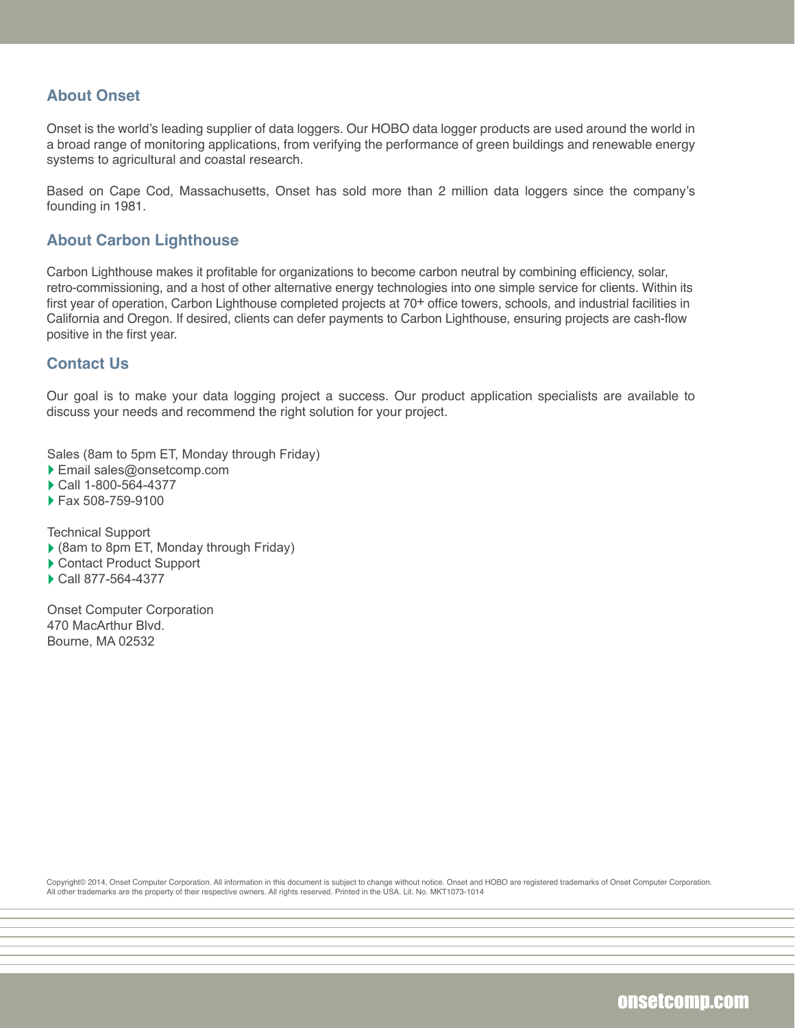## About Onset

Onset is the world's leading supplier of data loggers. Our HOBO data logger products are used around the world in a broad range of monitoring applications, from verifying the performance of green buildings and renewable energy systems to agricultural and coastal research.

Based on Cape Cod, Massachusetts, Onset has sold more than 2 million data loggers since the company's founding in 1981.

## About Carbon Lighthouse

Carbon Lighthouse makes it profitable for organizations to become carbon neutral by combining efficiency, solar, retro-commissioning, and a host of other alternative energy technologies into one simple service for clients. Within its first year of operation, Carbon Lighthouse completed projects at 70+ office towers, schools, and industrial facilities in California and Oregon. If desired, clients can defer payments to Carbon Lighthouse, ensuring projects are cash-flow positive in the first year.

## Contact Us

Our goal is to make your data logging project a success. Our product application specialists are available to discuss your needs and recommend the right solution for your project.

Sales (8am to 5pm ET, Monday through Friday)
- Email sales@onsetcomp.com
- Call 1-800-564-4377
- Fax 508-759-9100

Technical Support
- (8am to 8pm ET, Monday through Friday)
- Contact Product Support
- Call 877-564-4377

Onset Computer Corporation
470 MacArthur Blvd.
Bourne, MA 02532

Copyright© 2014, Onset Computer Corporation. All information in this document is subject to change without notice. Onset and HOBO are registered trademarks of Onset Computer Corporation. All other trademarks are the property of their respective owners. All rights reserved. Printed in the USA. Lit. No. MKT1073-1014

onsetcomp.com